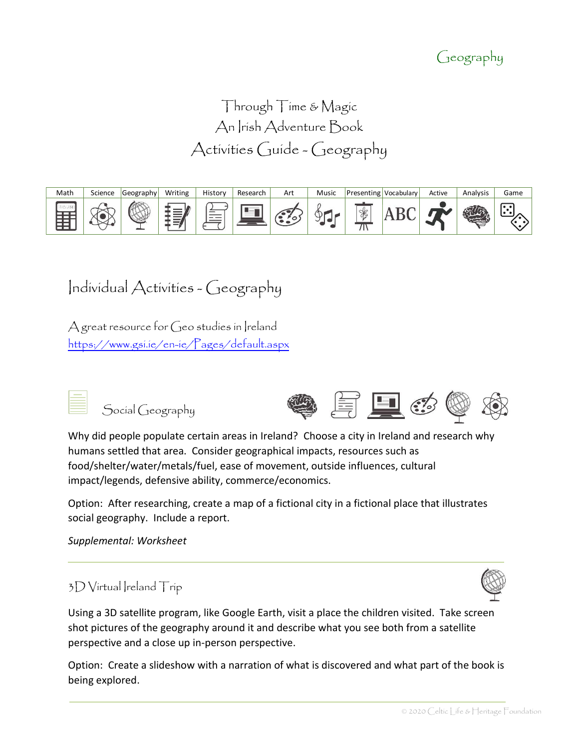# Through Time & Magic
# An Irish Adventure Book
# Activities Guide - Geography

| Math | Science | Geography | Writing | History | Research | Art | Music | Presenting | Vocabulary | Active | Analysis | Game |
|---|---|---|---|---|---|---|---|---|---|---|---|---|
| | | | | | | | | | ABC | | | |

## Individual Activities - Geography

A great resource for Geo studies in Ireland
https://www.gsi.ie/en-ie/Pages/default.aspx

### Social Geography

Why did people populate certain areas in Ireland? Choose a city in Ireland and research why humans settled that area. Consider geographical impacts, resources such as food/shelter/water/metals/fuel, ease of movement, outside influences, cultural impact/legends, defensive ability, commerce/economics.

Option: After researching, create a map of a fictional city in a fictional place that illustrates social geography. Include a report.

*Supplemental: Worksheet*

---

### 3D Virtual Ireland Trip

Using a 3D satellite program, like Google Earth, visit a place the children visited. Take screen shot pictures of the geography around it and describe what you see both from a satellite perspective and a close up in-person perspective.

Option: Create a slideshow with a narration of what is discovered and what part of the book is being explored.

---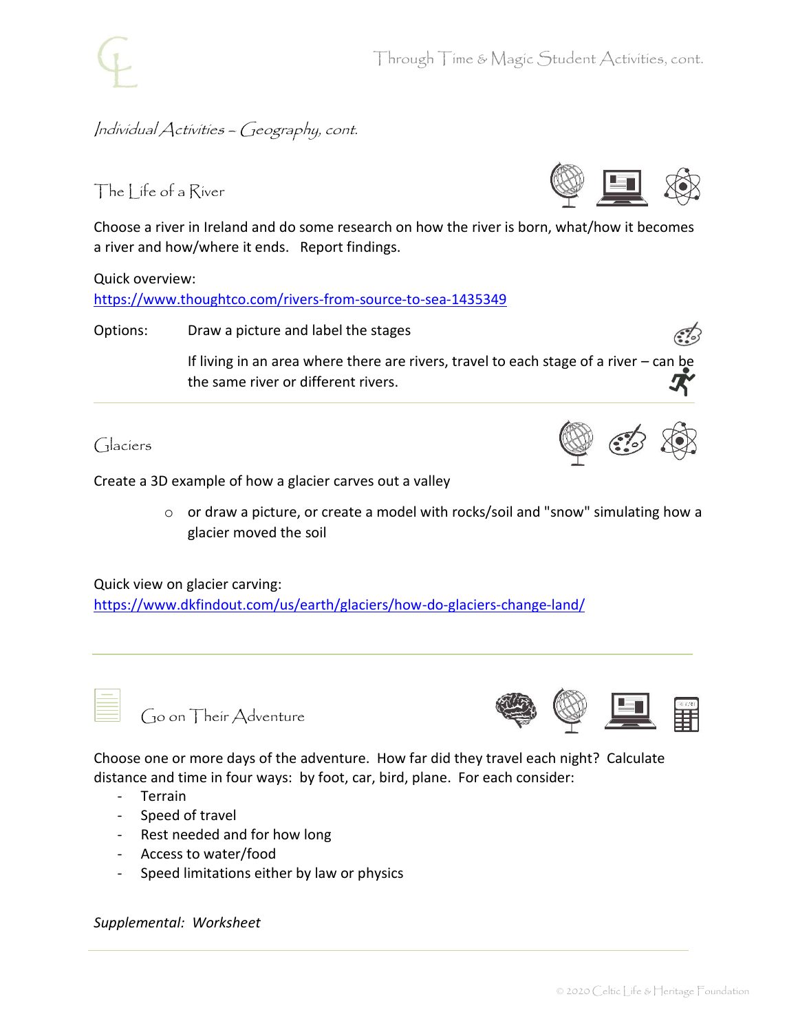*Individual Activities – Geography, cont.*

## The Life of a River

Choose a river in Ireland and do some research on how the river is born, what/how it becomes a river and how/where it ends. Report findings.

Quick overview:
https://www.thoughtco.com/rivers-from-source-to-sea-1435349

Options: Draw a picture and label the stages

If living in an area where there are rivers, travel to each stage of a river – can be the same river or different rivers.

---

## Glaciers

Create a 3D example of how a glacier carves out a valley

- or draw a picture, or create a model with rocks/soil and "snow" simulating how a glacier moved the soil

Quick view on glacier carving:
https://www.dkfindout.com/us/earth/glaciers/how-do-glaciers-change-land/

---

## Go on Their Adventure

Choose one or more days of the adventure. How far did they travel each night? Calculate distance and time in four ways: by foot, car, bird, plane. For each consider:

- Terrain
- Speed of travel
- Rest needed and for how long
- Access to water/food
- Speed limitations either by law or physics

*Supplemental: Worksheet*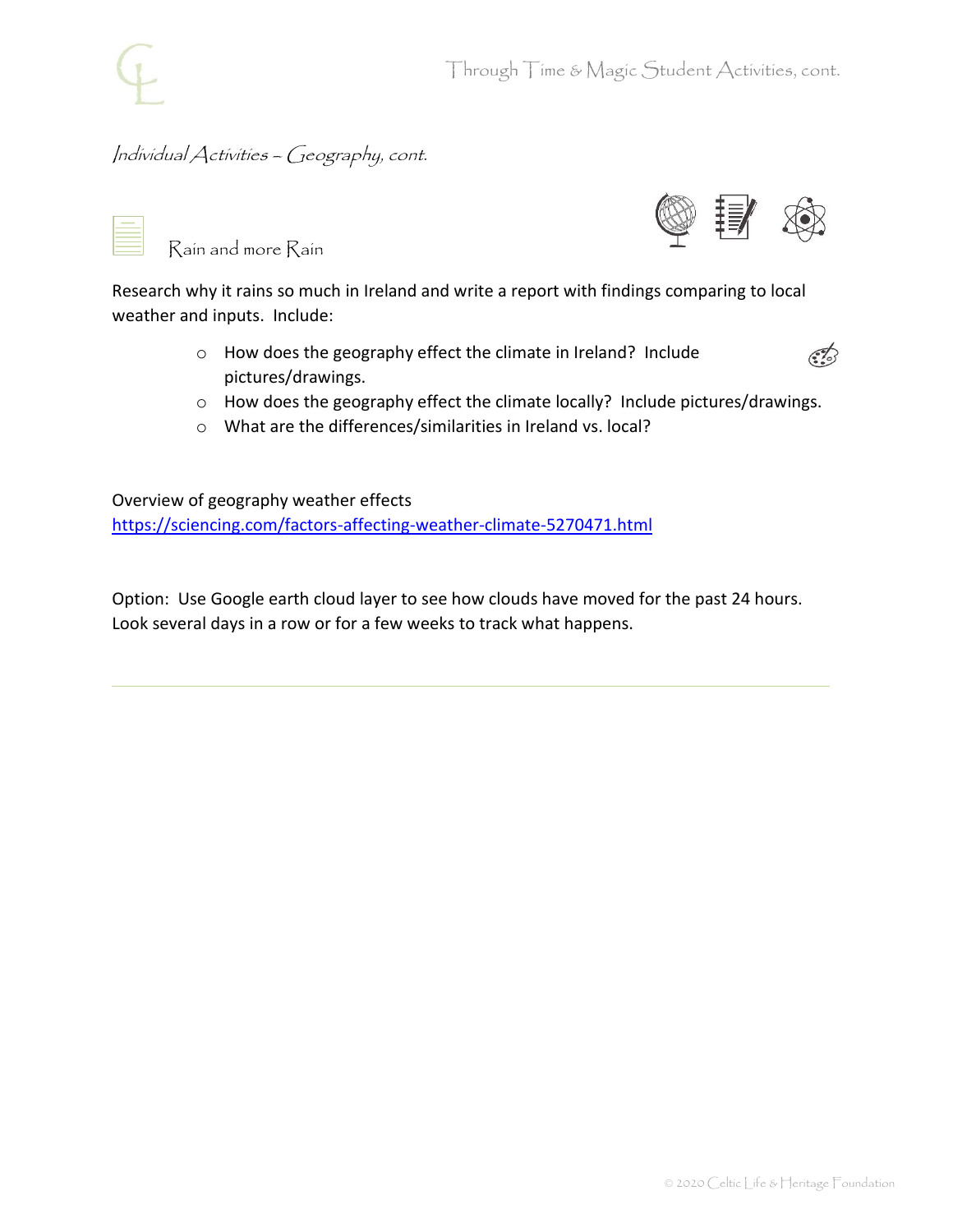## *Individual Activities – Geography, cont.*

### Rain and more Rain

Research why it rains so much in Ireland and write a report with findings comparing to local weather and inputs. Include:

- How does the geography effect the climate in Ireland? Include pictures/drawings.
- How does the geography effect the climate locally? Include pictures/drawings.
- What are the differences/similarities in Ireland vs. local?

Overview of geography weather effects
[https://sciencing.com/factors-affecting-weather-climate-5270471.html](https://sciencing.com/factors-affecting-weather-climate-5270471.html)

Option: Use Google earth cloud layer to see how clouds have moved for the past 24 hours. Look several days in a row or for a few weeks to track what happens.

---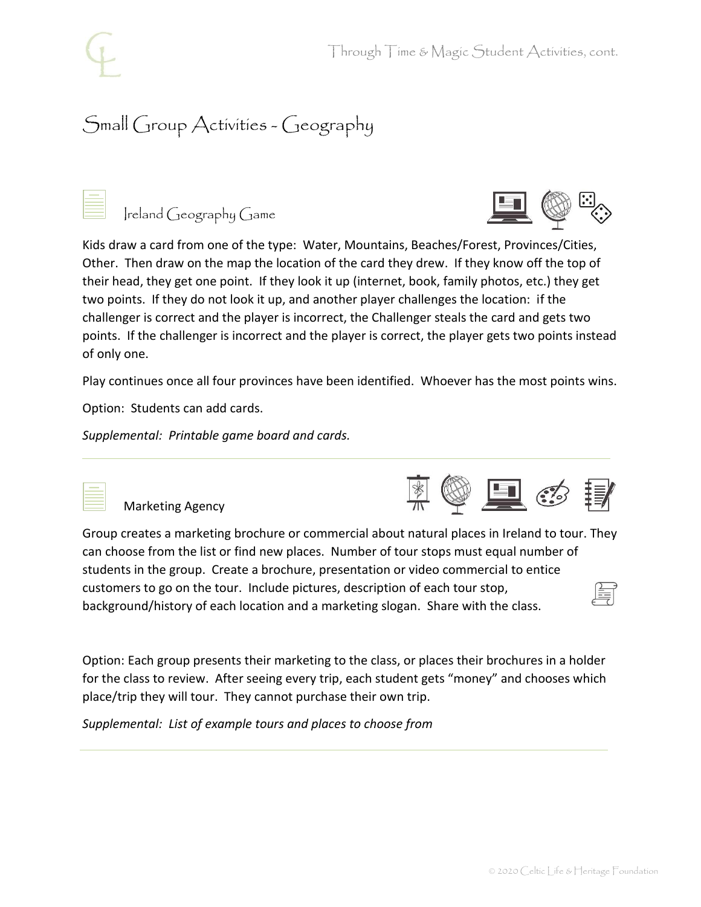## Small Group Activities - Geography

### Ireland Geography Game

Kids draw a card from one of the type: Water, Mountains, Beaches/Forest, Provinces/Cities, Other. Then draw on the map the location of the card they drew. If they know off the top of their head, they get one point. If they look it up (internet, book, family photos, etc.) they get two points. If they do not look it up, and another player challenges the location: if the challenger is correct and the player is incorrect, the Challenger steals the card and gets two points. If the challenger is incorrect and the player is correct, the player gets two points instead of only one.

Play continues once all four provinces have been identified. Whoever has the most points wins.

Option: Students can add cards.

*Supplemental: Printable game board and cards.*

---

### Marketing Agency

Group creates a marketing brochure or commercial about natural places in Ireland to tour. They can choose from the list or find new places. Number of tour stops must equal number of students in the group. Create a brochure, presentation or video commercial to entice customers to go on the tour. Include pictures, description of each tour stop, background/history of each location and a marketing slogan. Share with the class.

Option: Each group presents their marketing to the class, or places their brochures in a holder for the class to review. After seeing every trip, each student gets "money" and chooses which place/trip they will tour. They cannot purchase their own trip.

*Supplemental: List of example tours and places to choose from*

---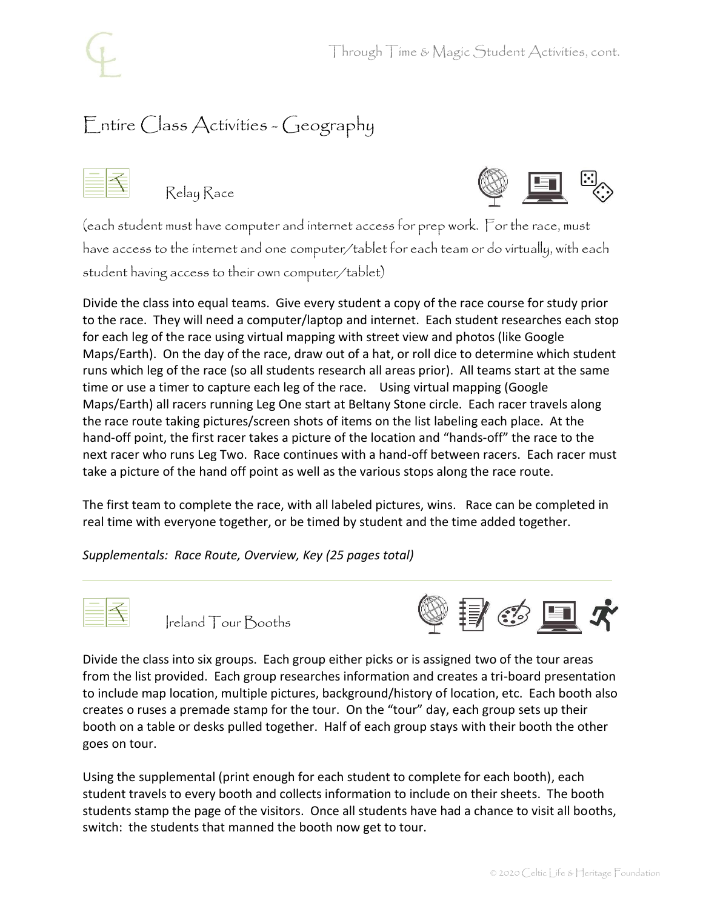# Entire Class Activities - Geography

## Relay Race

(each student must have computer and internet access for prep work. For the race, must have access to the internet and one computer/tablet for each team or do virtually, with each student having access to their own computer/tablet)

Divide the class into equal teams. Give every student a copy of the race course for study prior to the race. They will need a computer/laptop and internet. Each student researches each stop for each leg of the race using virtual mapping with street view and photos (like Google Maps/Earth). On the day of the race, draw out of a hat, or roll dice to determine which student runs which leg of the race (so all students research all areas prior). All teams start at the same time or use a timer to capture each leg of the race. Using virtual mapping (Google Maps/Earth) all racers running Leg One start at Beltany Stone circle. Each racer travels along the race route taking pictures/screen shots of items on the list labeling each place. At the hand-off point, the first racer takes a picture of the location and "hands-off" the race to the next racer who runs Leg Two. Race continues with a hand-off between racers. Each racer must take a picture of the hand off point as well as the various stops along the race route.

The first team to complete the race, with all labeled pictures, wins. Race can be completed in real time with everyone together, or be timed by student and the time added together.

*Supplementals: Race Route, Overview, Key (25 pages total)*

---

## Ireland Tour Booths

Divide the class into six groups. Each group either picks or is assigned two of the tour areas from the list provided. Each group researches information and creates a tri-board presentation to include map location, multiple pictures, background/history of location, etc. Each booth also creates o ruses a premade stamp for the tour. On the "tour" day, each group sets up their booth on a table or desks pulled together. Half of each group stays with their booth the other goes on tour.

Using the supplemental (print enough for each student to complete for each booth), each student travels to every booth and collects information to include on their sheets. The booth students stamp the page of the visitors. Once all students have had a chance to visit all booths, switch: the students that manned the booth now get to tour.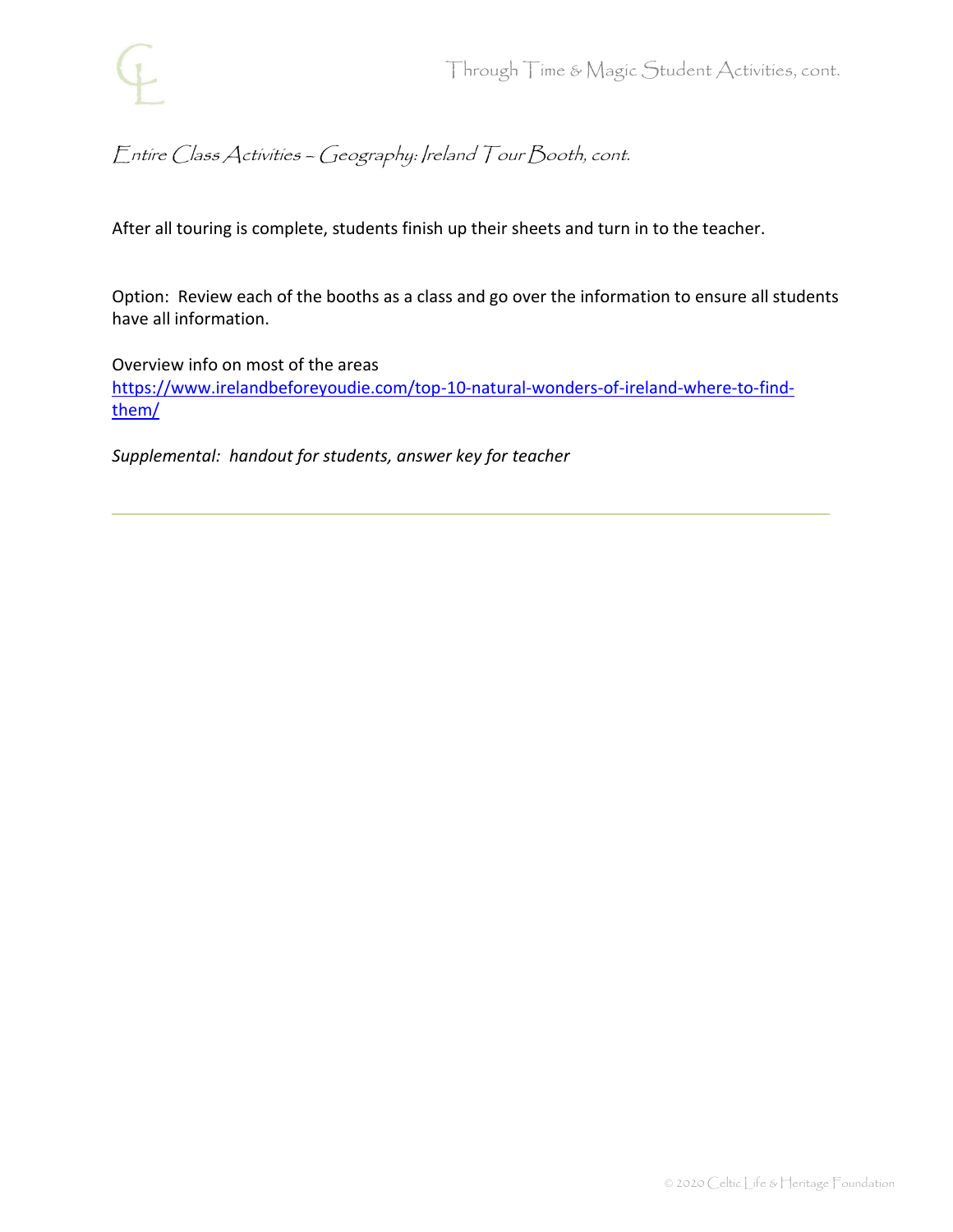*Entire Class Activities – Geography: Ireland Tour Booth, cont.*

After all touring is complete, students finish up their sheets and turn in to the teacher.

Option: Review each of the booths as a class and go over the information to ensure all students have all information.

Overview info on most of the areas
https://www.irelandbeforeyoudie.com/top-10-natural-wonders-of-ireland-where-to-find-them/

*Supplemental: handout for students, answer key for teacher*

---